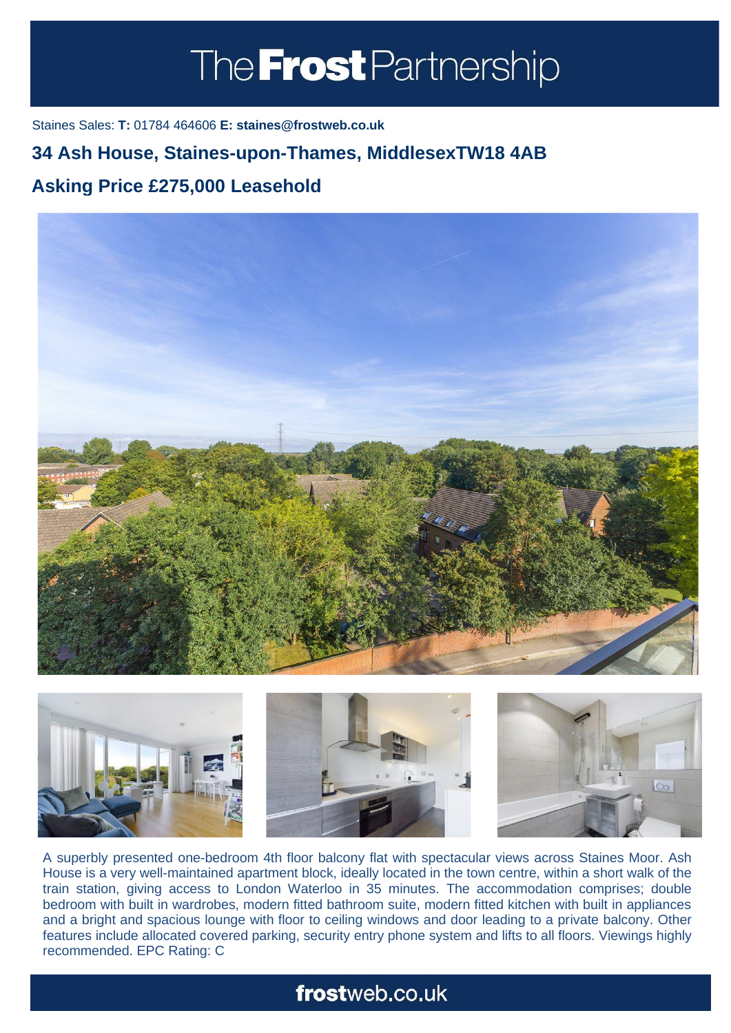# The Frost Partnership

Staines Sales: **T:** 01784 464606 **E: staines@frostweb.co.uk**

## 34 Ash House, Staines-upon-Thames, MiddlesexTW18 4AB

## Asking Price £275,000 Leasehold

A superbly presented one-bedroom 4th floor balcony flat with spectacular views across Staines Moor. Ash House is a very well-maintained apartment block, ideally located in the town centre, within a short walk of the train station, giving access to London Waterloo in 35 minutes. The accommodation comprises; double bedroom with built in wardrobes, modern fitted bathroom suite, modern fitted kitchen with built in appliances and a bright and spacious lounge with floor to ceiling windows and door leading to a private balcony. Other features include allocated covered parking, security entry phone system and lifts to all floors. Viewings highly recommended. EPC Rating: C

**frost**web.co.uk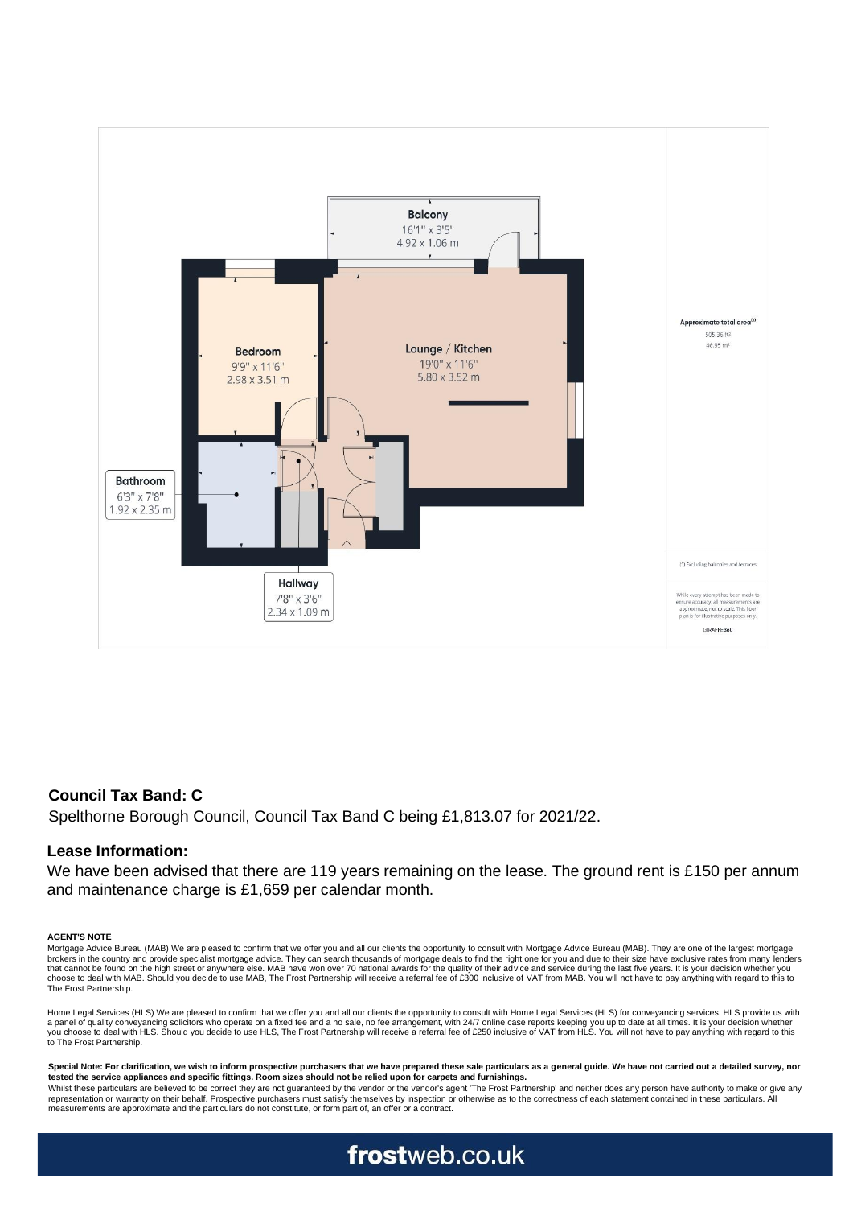Balcony
16'1" x 3'5"
4.92 x 1.06 m

Bedroom
9'9" x 11'6"
2.98 x 3.51 m

Lounge / Kitchen
19'0" x 11'6"
5.80 x 3.52 m

Bathroom
6'3" x 7'8"
1.92 x 2.35 m

Hallway
7'8" x 3'6"
2.34 x 1.09 m

Approximate total area(1)
505.36 ft²
46.95 m²

(1) Excluding balconies and terraces

While every attempt has been made to ensure accuracy, all measurements are approximate, not to scale. This floor plan is for illustrative purposes only.

GIRAFFE360

**Council Tax Band: C**

Spelthorne Borough Council, Council Tax Band C being £1,813.07 for 2021/22.

**Lease Information:**

We have been advised that there are 119 years remaining on the lease. The ground rent is £150 per annum and maintenance charge is £1,659 per calendar month.

**AGENT'S NOTE**

Mortgage Advice Bureau (MAB) We are pleased to confirm that we offer you and all our clients the opportunity to consult with Mortgage Advice Bureau (MAB). They are one of the largest mortgage brokers in the country and provide specialist mortgage advice. They can search thousands of mortgage deals to find the right one for you and due to their size have exclusive rates from many lenders that cannot be found on the high street or anywhere else. MAB have won over 70 national awards for the quality of their advice and service during the last five years. It is your decision whether you choose to deal with MAB. Should you decide to use MAB, The Frost Partnership will receive a referral fee of £300 inclusive of VAT from MAB. You will not have to pay anything with regard to this to The Frost Partnership.

Home Legal Services (HLS) We are pleased to confirm that we offer you and all our clients the opportunity to consult with Home Legal Services (HLS) for conveyancing services. HLS provide us with a panel of quality conveyancing solicitors who operate on a fixed fee and a no sale, no fee arrangement, with 24/7 online case reports keeping you up to date at all times. It is your decision whether you choose to deal with HLS. Should you decide to use HLS, The Frost Partnership will receive a referral fee of £250 inclusive of VAT from HLS. You will not have to pay anything with regard to this to The Frost Partnership.

**Special Note: For clarification, we wish to inform prospective purchasers that we have prepared these sale particulars as a general guide. We have not carried out a detailed survey, nor tested the service appliances and specific fittings. Room sizes should not be relied upon for carpets and furnishings.**

Whilst these particulars are believed to be correct they are not guaranteed by the vendor or the vendor's agent 'The Frost Partnership' and neither does any person have authority to make or give any representation or warranty on their behalf. Prospective purchasers must satisfy themselves by inspection or otherwise as to the correctness of each statement contained in these particulars. All measurements are approximate and the particulars do not constitute, or form part of, an offer or a contract.

**frost**web.co.uk